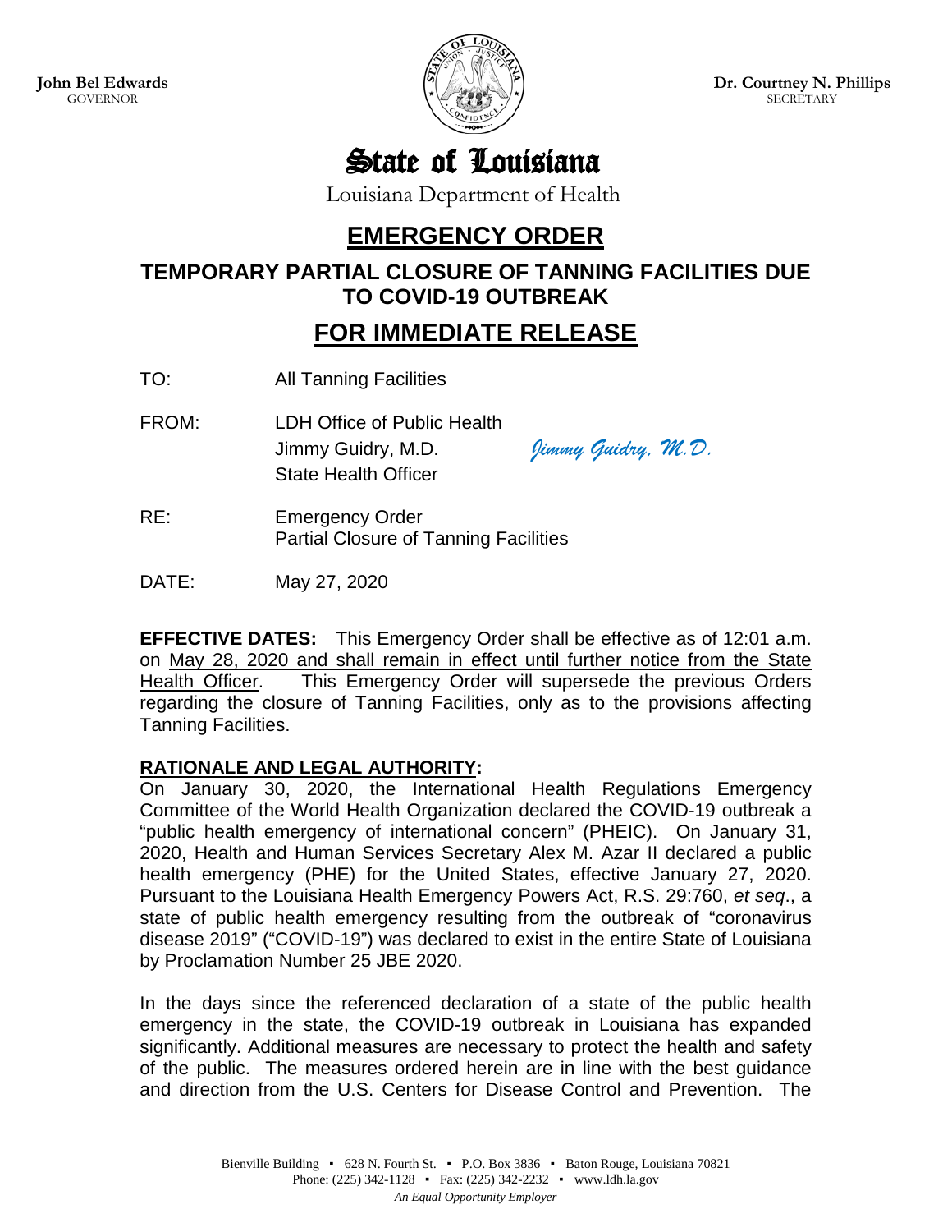**John Bel Edwards**
GOVERNOR

**Dr. Courtney N. Phillips**
SECRETARY

# State of Louisiana

Louisiana Department of Health

## EMERGENCY ORDER

### TEMPORARY PARTIAL CLOSURE OF TANNING FACILITIES DUE TO COVID-19 OUTBREAK

## FOR IMMEDIATE RELEASE

TO: All Tanning Facilities

FROM: LDH Office of Public Health
Jimmy Guidry, M.D. *Jimmy Guidry, M.D.*
State Health Officer

RE: Emergency Order
Partial Closure of Tanning Facilities

DATE: May 27, 2020

**EFFECTIVE DATES:** This Emergency Order shall be effective as of 12:01 a.m. on May 28, 2020 and shall remain in effect until further notice from the State Health Officer. This Emergency Order will supersede the previous Orders regarding the closure of Tanning Facilities, only as to the provisions affecting Tanning Facilities.

**RATIONALE AND LEGAL AUTHORITY:**
On January 30, 2020, the International Health Regulations Emergency Committee of the World Health Organization declared the COVID-19 outbreak a "public health emergency of international concern" (PHEIC). On January 31, 2020, Health and Human Services Secretary Alex M. Azar II declared a public health emergency (PHE) for the United States, effective January 27, 2020. Pursuant to the Louisiana Health Emergency Powers Act, R.S. 29:760, *et seq*., a state of public health emergency resulting from the outbreak of "coronavirus disease 2019" ("COVID-19") was declared to exist in the entire State of Louisiana by Proclamation Number 25 JBE 2020.

In the days since the referenced declaration of a state of the public health emergency in the state, the COVID-19 outbreak in Louisiana has expanded significantly. Additional measures are necessary to protect the health and safety of the public. The measures ordered herein are in line with the best guidance and direction from the U.S. Centers for Disease Control and Prevention. The

Bienville Building ▪ 628 N. Fourth St. ▪ P.O. Box 3836 ▪ Baton Rouge, Louisiana 70821
Phone: (225) 342-1128 ▪ Fax: (225) 342-2232 ▪ www.ldh.la.gov
*An Equal Opportunity Employer*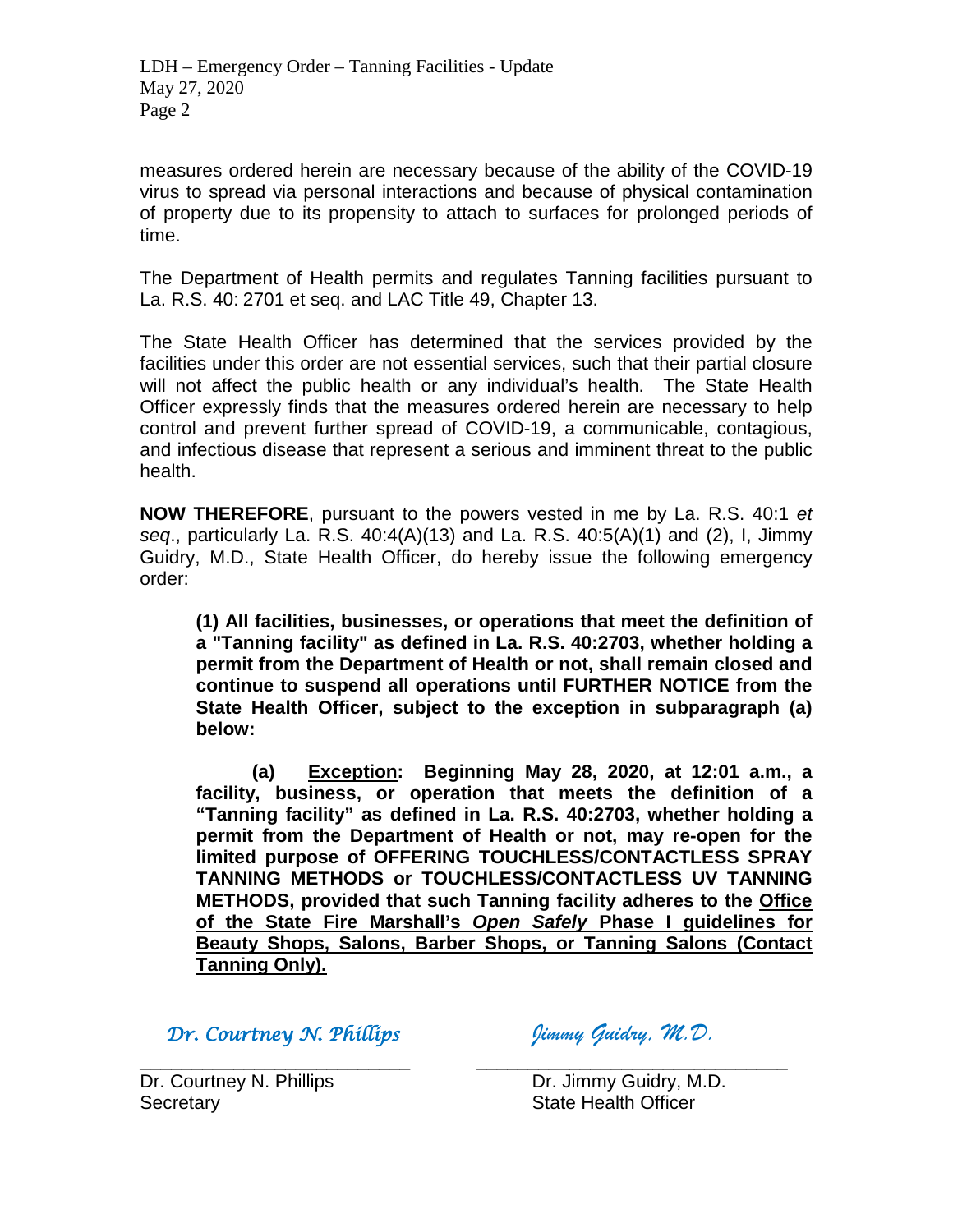measures ordered herein are necessary because of the ability of the COVID-19 virus to spread via personal interactions and because of physical contamination of property due to its propensity to attach to surfaces for prolonged periods of time.

The Department of Health permits and regulates Tanning facilities pursuant to La. R.S. 40: 2701 et seq. and LAC Title 49, Chapter 13.

The State Health Officer has determined that the services provided by the facilities under this order are not essential services, such that their partial closure will not affect the public health or any individual's health. The State Health Officer expressly finds that the measures ordered herein are necessary to help control and prevent further spread of COVID-19, a communicable, contagious, and infectious disease that represent a serious and imminent threat to the public health.

**NOW THEREFORE**, pursuant to the powers vested in me by La. R.S. 40:1 *et seq*., particularly La. R.S. 40:4(A)(13) and La. R.S. 40:5(A)(1) and (2), I, Jimmy Guidry, M.D., State Health Officer, do hereby issue the following emergency order:

> **(1) All facilities, businesses, or operations that meet the definition of a "Tanning facility" as defined in La. R.S. 40:2703, whether holding a permit from the Department of Health or not, shall remain closed and continue to suspend all operations until FURTHER NOTICE from the State Health Officer, subject to the exception in subparagraph (a) below:**
>
> **(a) <u>Exception</u>: Beginning May 28, 2020, at 12:01 a.m., a facility, business, or operation that meets the definition of a "Tanning facility" as defined in La. R.S. 40:2703, whether holding a permit from the Department of Health or not, may re-open for the limited purpose of OFFERING TOUCHLESS/CONTACTLESS SPRAY TANNING METHODS or TOUCHLESS/CONTACTLESS UV TANNING METHODS, provided that such Tanning facility adheres to the <u>Office of the State Fire Marshall's *Open Safely* Phase I guidelines for Beauty Shops, Salons, Barber Shops, or Tanning Salons (Contact Tanning Only).</u>**

*Dr. Courtney N. Phillips*
\_\_\_\_\_\_\_\_\_\_\_\_\_\_\_\_\_\_\_\_\_\_\_\_\_\_
Dr. Courtney N. Phillips
Secretary

*Jimmy Guidry, M.D.*
\_\_\_\_\_\_\_\_\_\_\_\_\_\_\_\_\_\_\_\_\_\_\_\_\_\_
Dr. Jimmy Guidry, M.D.
State Health Officer